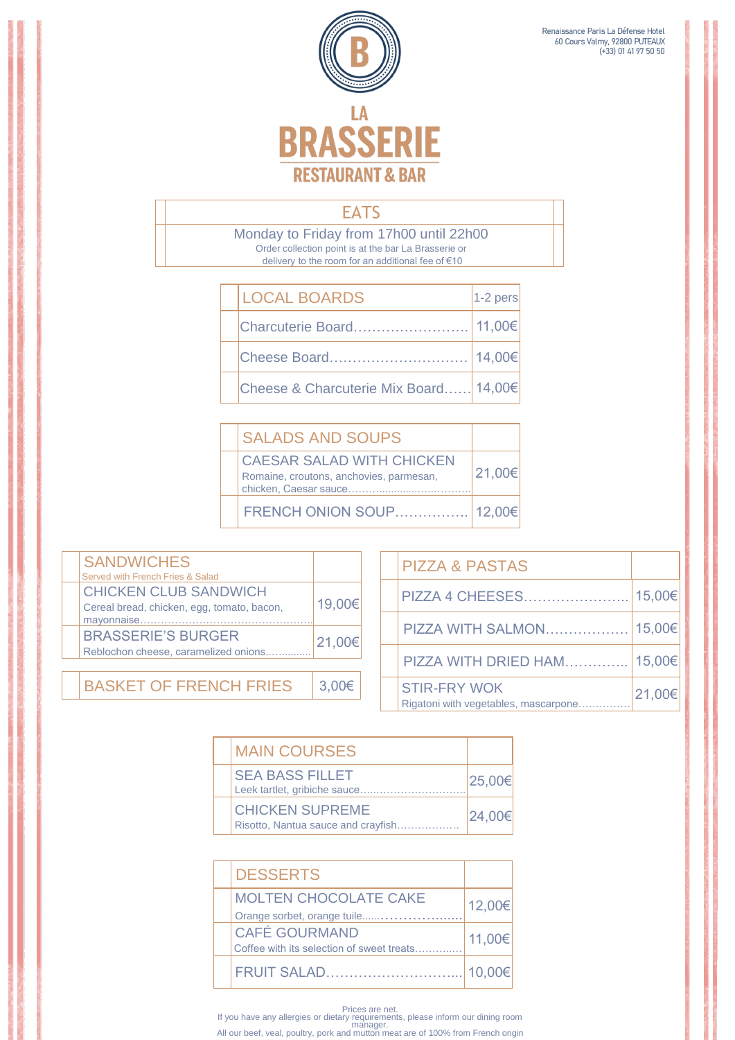# LA BRASSERIE

## RESTAURANT & BAR

Renaissance Paris La Défense Hotel
60 Cours Valmy, 92800 PUTEAUX
(+33) 01 41 97 50 50

## EATS

Monday to Friday from 17h00 until 22h00

Order collection point is at the bar La Brasserie or delivery to the room for an additional fee of €10

| LOCAL BOARDS | 1-2 pers |
|---|---|
| Charcuterie Board…………………… | 11,00€ |
| Cheese Board………………………… | 14,00€ |
| Cheese & Charcuterie Mix Board…… | 14,00€ |

| SALADS AND SOUPS | |
|---|---|
| CAESAR SALAD WITH CHICKEN<br>Romaine, croutons, anchovies, parmesan, chicken, Caesar sauce…………………………… | 21,00€ |
| FRENCH ONION SOUP……………… | 12,00€ |

| SANDWICHES<br>Served with French Fries & Salad | |
|---|---|
| CHICKEN CLUB SANDWICH<br>Cereal bread, chicken, egg, tomato, bacon, mayonnaise……………………………………… | 19,00€ |
| BRASSERIE'S BURGER<br>Reblochon cheese, caramelized onions…………… | 21,00€ |

| BASKET OF FRENCH FRIES | 3,00€ |
|---|---|

| PIZZA & PASTAS | |
|---|---|
| PIZZA 4 CHEESES………………… | 15,00€ |
| PIZZA WITH SALMON……………… | 15,00€ |
| PIZZA WITH DRIED HAM………… | 15,00€ |
| STIR-FRY WOK<br>Rigatoni with vegetables, mascarpone…………… | 21,00€ |

| MAIN COURSES | |
|---|---|
| SEA BASS FILLET<br>Leek tartlet, gribiche sauce……………………… | 25,00€ |
| CHICKEN SUPREME<br>Risotto, Nantua sauce and crayfish……………… | 24,00€ |

| DESSERTS | |
|---|---|
| MOLTEN CHOCOLATE CAKE<br>Orange sorbet, orange tuile……………………… | 12,00€ |
| CAFÉ GOURMAND<br>Coffee with its selection of sweet treats………… | 11,00€ |
| FRUIT SALAD……………………… | 10,00€ |

Prices are net.
If you have any allergies or dietary requirements, please inform our dining room manager.
All our beef, veal, poultry, pork and mutton meat are of 100% from French origin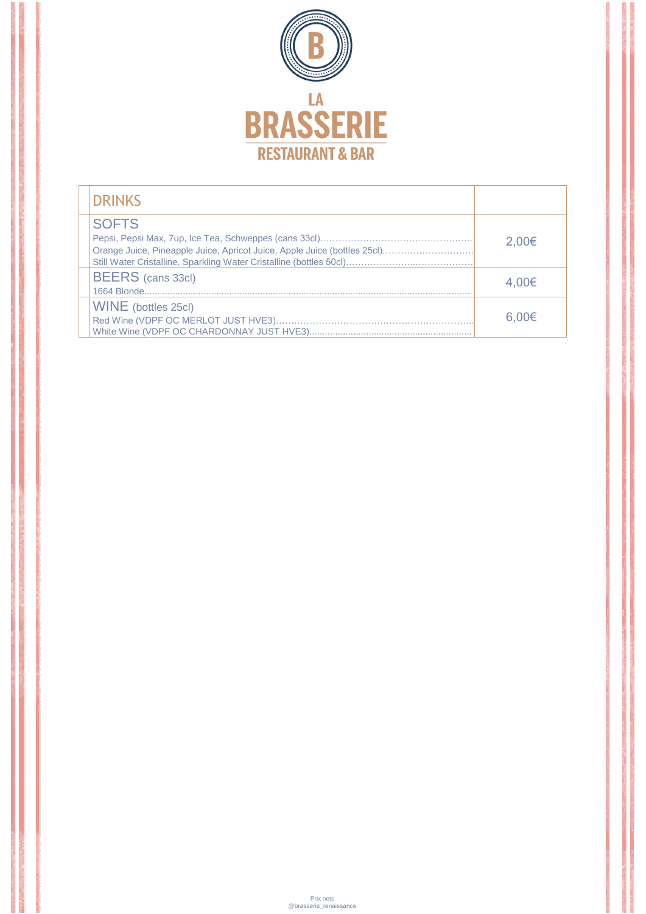LA

# BRASSERIE

RESTAURANT & BAR

| DRINKS | |
|---|---|
| **SOFTS**<br>Pepsi, Pepsi Max, 7up, Ice Tea, Schweppes (cans 33cl)……<br>Orange Juice, Pineapple Juice, Apricot Juice, Apple Juice (bottles 25cl)……<br>Still Water Cristalline, Sparkling Water Cristalline (bottles 50cl)…… | 2,00€ |
| **BEERS** (cans 33cl)<br>1664 Blonde…… | 4,00€ |
| **WINE** (bottles 25cl)<br>Red Wine (VDPF OC MERLOT JUST HVE3)……<br>White Wine (VDPF OC CHARDONNAY JUST HVE3)…… | 6,00€ |

Prix nets
@brasserie_renaissance